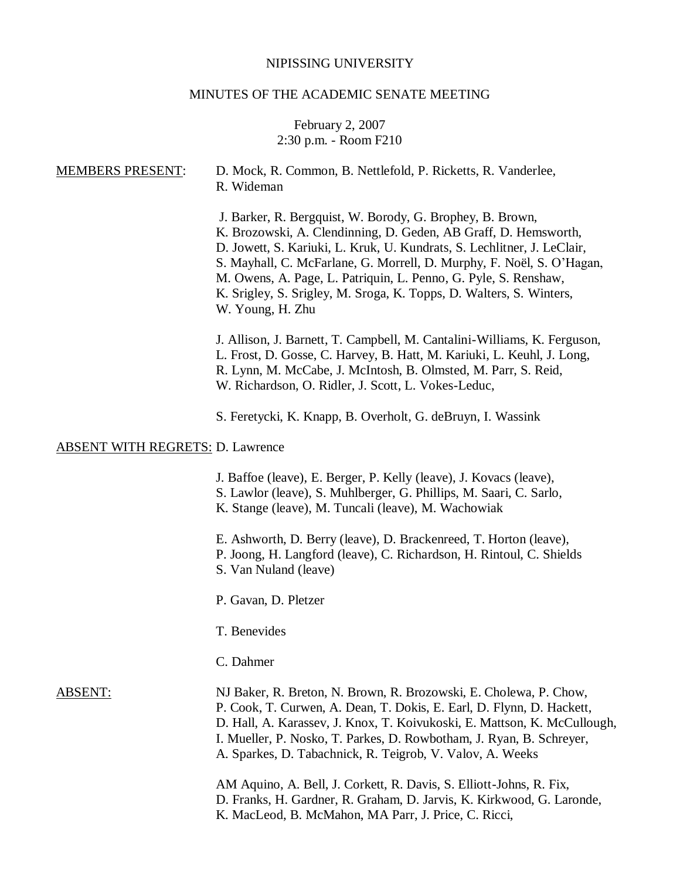NIPISSING UNIVERSITY

MINUTES OF THE ACADEMIC SENATE MEETING

February 2, 2007
2:30 p.m. - Room F210

MEMBERS PRESENT: D. Mock, R. Common, B. Nettlefold, P. Ricketts, R. Vanderlee, R. Wideman

J. Barker, R. Bergquist, W. Borody, G. Brophey, B. Brown, K. Brozowski, A. Clendinning, D. Geden, AB Graff, D. Hemsworth, D. Jowett, S. Kariuki, L. Kruk, U. Kundrats, S. Lechlitner, J. LeClair, S. Mayhall, C. McFarlane, G. Morrell, D. Murphy, F. Noël, S. O'Hagan, M. Owens, A. Page, L. Patriquin, L. Penno, G. Pyle, S. Renshaw, K. Srigley, S. Srigley, M. Sroga, K. Topps, D. Walters, S. Winters, W. Young, H. Zhu

J. Allison, J. Barnett, T. Campbell, M. Cantalini-Williams, K. Ferguson, L. Frost, D. Gosse, C. Harvey, B. Hatt, M. Kariuki, L. Keuhl, J. Long, R. Lynn, M. McCabe, J. McIntosh, B. Olmsted, M. Parr, S. Reid, W. Richardson, O. Ridler, J. Scott, L. Vokes-Leduc,

S. Feretycki, K. Knapp, B. Overholt, G. deBruyn, I. Wassink

ABSENT WITH REGRETS: D. Lawrence

J. Baffoe (leave), E. Berger, P. Kelly (leave), J. Kovacs (leave), S. Lawlor (leave), S. Muhlberger, G. Phillips, M. Saari, C. Sarlo, K. Stange (leave), M. Tuncali (leave), M. Wachowiak

E. Ashworth, D. Berry (leave), D. Brackenreed, T. Horton (leave), P. Joong, H. Langford (leave), C. Richardson, H. Rintoul, C. Shields S. Van Nuland (leave)

P. Gavan, D. Pletzer

T. Benevides

C. Dahmer

ABSENT: NJ Baker, R. Breton, N. Brown, R. Brozowski, E. Cholewa, P. Chow, P. Cook, T. Curwen, A. Dean, T. Dokis, E. Earl, D. Flynn, D. Hackett, D. Hall, A. Karassev, J. Knox, T. Koivukoski, E. Mattson, K. McCullough, I. Mueller, P. Nosko, T. Parkes, D. Rowbotham, J. Ryan, B. Schreyer, A. Sparkes, D. Tabachnick, R. Teigrob, V. Valov, A. Weeks

AM Aquino, A. Bell, J. Corkett, R. Davis, S. Elliott-Johns, R. Fix, D. Franks, H. Gardner, R. Graham, D. Jarvis, K. Kirkwood, G. Laronde, K. MacLeod, B. McMahon, MA Parr, J. Price, C. Ricci,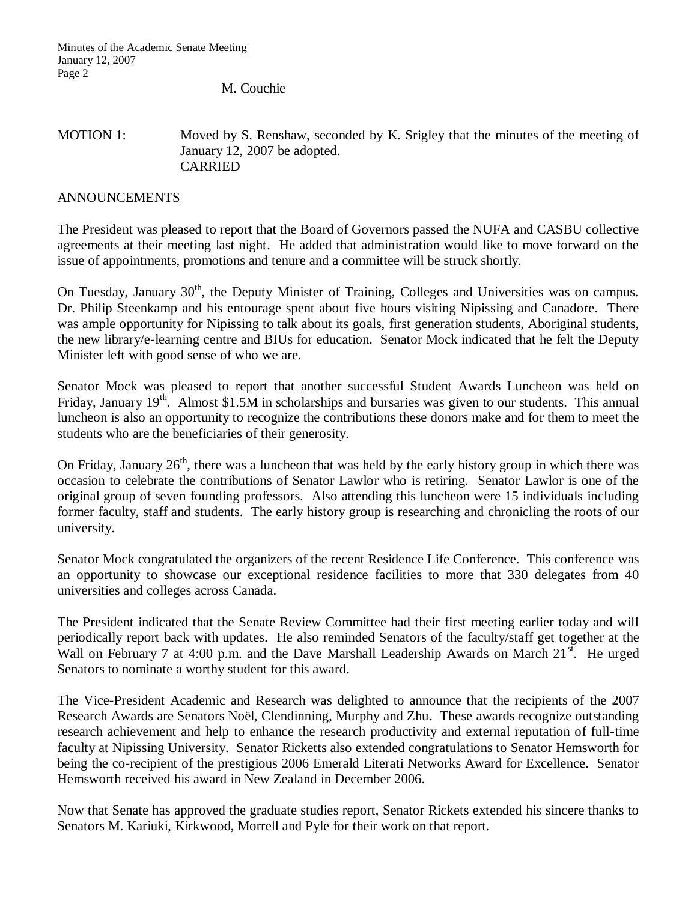M. Couchie

MOTION 1: Moved by S. Renshaw, seconded by K. Srigley that the minutes of the meeting of January 12, 2007 be adopted.
CARRIED

ANNOUNCEMENTS

The President was pleased to report that the Board of Governors passed the NUFA and CASBU collective agreements at their meeting last night. He added that administration would like to move forward on the issue of appointments, promotions and tenure and a committee will be struck shortly.

On Tuesday, January 30th, the Deputy Minister of Training, Colleges and Universities was on campus. Dr. Philip Steenkamp and his entourage spent about five hours visiting Nipissing and Canadore. There was ample opportunity for Nipissing to talk about its goals, first generation students, Aboriginal students, the new library/e-learning centre and BIUs for education. Senator Mock indicated that he felt the Deputy Minister left with good sense of who we are.

Senator Mock was pleased to report that another successful Student Awards Luncheon was held on Friday, January 19th. Almost $1.5M in scholarships and bursaries was given to our students. This annual luncheon is also an opportunity to recognize the contributions these donors make and for them to meet the students who are the beneficiaries of their generosity.

On Friday, January 26th, there was a luncheon that was held by the early history group in which there was occasion to celebrate the contributions of Senator Lawlor who is retiring. Senator Lawlor is one of the original group of seven founding professors. Also attending this luncheon were 15 individuals including former faculty, staff and students. The early history group is researching and chronicling the roots of our university.

Senator Mock congratulated the organizers of the recent Residence Life Conference. This conference was an opportunity to showcase our exceptional residence facilities to more that 330 delegates from 40 universities and colleges across Canada.

The President indicated that the Senate Review Committee had their first meeting earlier today and will periodically report back with updates. He also reminded Senators of the faculty/staff get together at the Wall on February 7 at 4:00 p.m. and the Dave Marshall Leadership Awards on March 21st. He urged Senators to nominate a worthy student for this award.

The Vice-President Academic and Research was delighted to announce that the recipients of the 2007 Research Awards are Senators Noël, Clendinning, Murphy and Zhu. These awards recognize outstanding research achievement and help to enhance the research productivity and external reputation of full-time faculty at Nipissing University. Senator Ricketts also extended congratulations to Senator Hemsworth for being the co-recipient of the prestigious 2006 Emerald Literati Networks Award for Excellence. Senator Hemsworth received his award in New Zealand in December 2006.

Now that Senate has approved the graduate studies report, Senator Rickets extended his sincere thanks to Senators M. Kariuki, Kirkwood, Morrell and Pyle for their work on that report.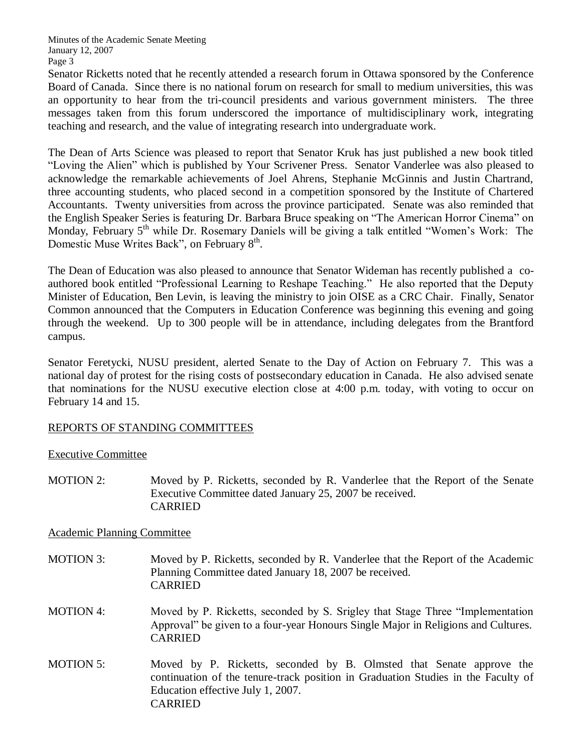Senator Ricketts noted that he recently attended a research forum in Ottawa sponsored by the Conference Board of Canada. Since there is no national forum on research for small to medium universities, this was an opportunity to hear from the tri-council presidents and various government ministers. The three messages taken from this forum underscored the importance of multidisciplinary work, integrating teaching and research, and the value of integrating research into undergraduate work.

The Dean of Arts Science was pleased to report that Senator Kruk has just published a new book titled "Loving the Alien" which is published by Your Scrivener Press. Senator Vanderlee was also pleased to acknowledge the remarkable achievements of Joel Ahrens, Stephanie McGinnis and Justin Chartrand, three accounting students, who placed second in a competition sponsored by the Institute of Chartered Accountants. Twenty universities from across the province participated. Senate was also reminded that the English Speaker Series is featuring Dr. Barbara Bruce speaking on "The American Horror Cinema" on Monday, February 5th while Dr. Rosemary Daniels will be giving a talk entitled "Women's Work: The Domestic Muse Writes Back", on February 8th.

The Dean of Education was also pleased to announce that Senator Wideman has recently published a co-authored book entitled "Professional Learning to Reshape Teaching." He also reported that the Deputy Minister of Education, Ben Levin, is leaving the ministry to join OISE as a CRC Chair. Finally, Senator Common announced that the Computers in Education Conference was beginning this evening and going through the weekend. Up to 300 people will be in attendance, including delegates from the Brantford campus.

Senator Feretycki, NUSU president, alerted Senate to the Day of Action on February 7. This was a national day of protest for the rising costs of postsecondary education in Canada. He also advised senate that nominations for the NUSU executive election close at 4:00 p.m. today, with voting to occur on February 14 and 15.

## REPORTS OF STANDING COMMITTEES

### Executive Committee

MOTION 2: Moved by P. Ricketts, seconded by R. Vanderlee that the Report of the Senate Executive Committee dated January 25, 2007 be received.
CARRIED

### Academic Planning Committee

MOTION 3: Moved by P. Ricketts, seconded by R. Vanderlee that the Report of the Academic Planning Committee dated January 18, 2007 be received.
CARRIED

MOTION 4: Moved by P. Ricketts, seconded by S. Srigley that Stage Three "Implementation Approval" be given to a four-year Honours Single Major in Religions and Cultures.
CARRIED

MOTION 5: Moved by P. Ricketts, seconded by B. Olmsted that Senate approve the continuation of the tenure-track position in Graduation Studies in the Faculty of Education effective July 1, 2007.
CARRIED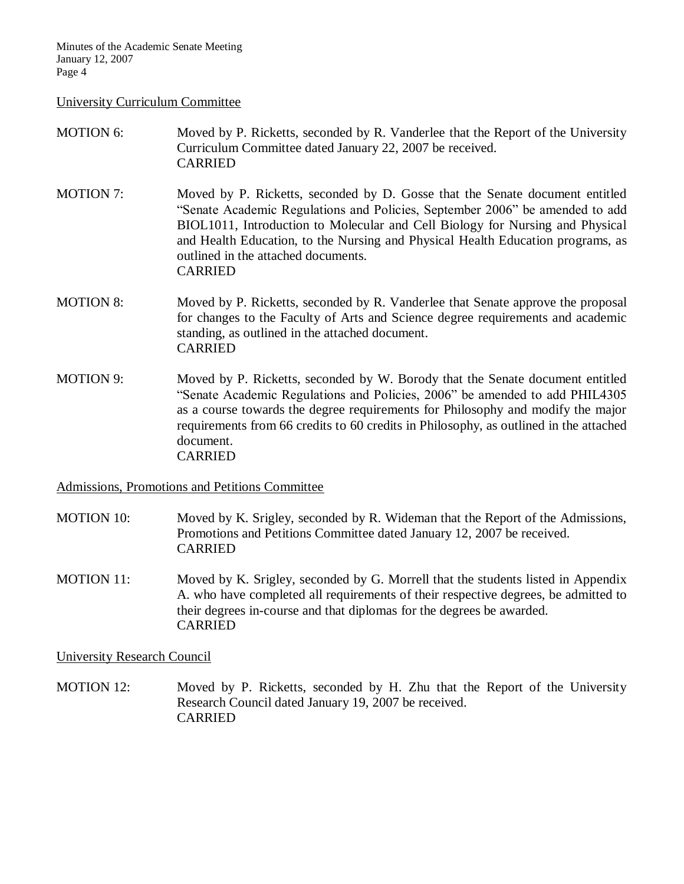## University Curriculum Committee

MOTION 6: Moved by P. Ricketts, seconded by R. Vanderlee that the Report of the University Curriculum Committee dated January 22, 2007 be received.
CARRIED

MOTION 7: Moved by P. Ricketts, seconded by D. Gosse that the Senate document entitled "Senate Academic Regulations and Policies, September 2006" be amended to add BIOL1011, Introduction to Molecular and Cell Biology for Nursing and Physical and Health Education, to the Nursing and Physical Health Education programs, as outlined in the attached documents.
CARRIED

MOTION 8: Moved by P. Ricketts, seconded by R. Vanderlee that Senate approve the proposal for changes to the Faculty of Arts and Science degree requirements and academic standing, as outlined in the attached document.
CARRIED

MOTION 9: Moved by P. Ricketts, seconded by W. Borody that the Senate document entitled "Senate Academic Regulations and Policies, 2006" be amended to add PHIL4305 as a course towards the degree requirements for Philosophy and modify the major requirements from 66 credits to 60 credits in Philosophy, as outlined in the attached document.
CARRIED

## Admissions, Promotions and Petitions Committee

MOTION 10: Moved by K. Srigley, seconded by R. Wideman that the Report of the Admissions, Promotions and Petitions Committee dated January 12, 2007 be received.
CARRIED

MOTION 11: Moved by K. Srigley, seconded by G. Morrell that the students listed in Appendix A. who have completed all requirements of their respective degrees, be admitted to their degrees in-course and that diplomas for the degrees be awarded.
CARRIED

## University Research Council

MOTION 12: Moved by P. Ricketts, seconded by H. Zhu that the Report of the University Research Council dated January 19, 2007 be received.
CARRIED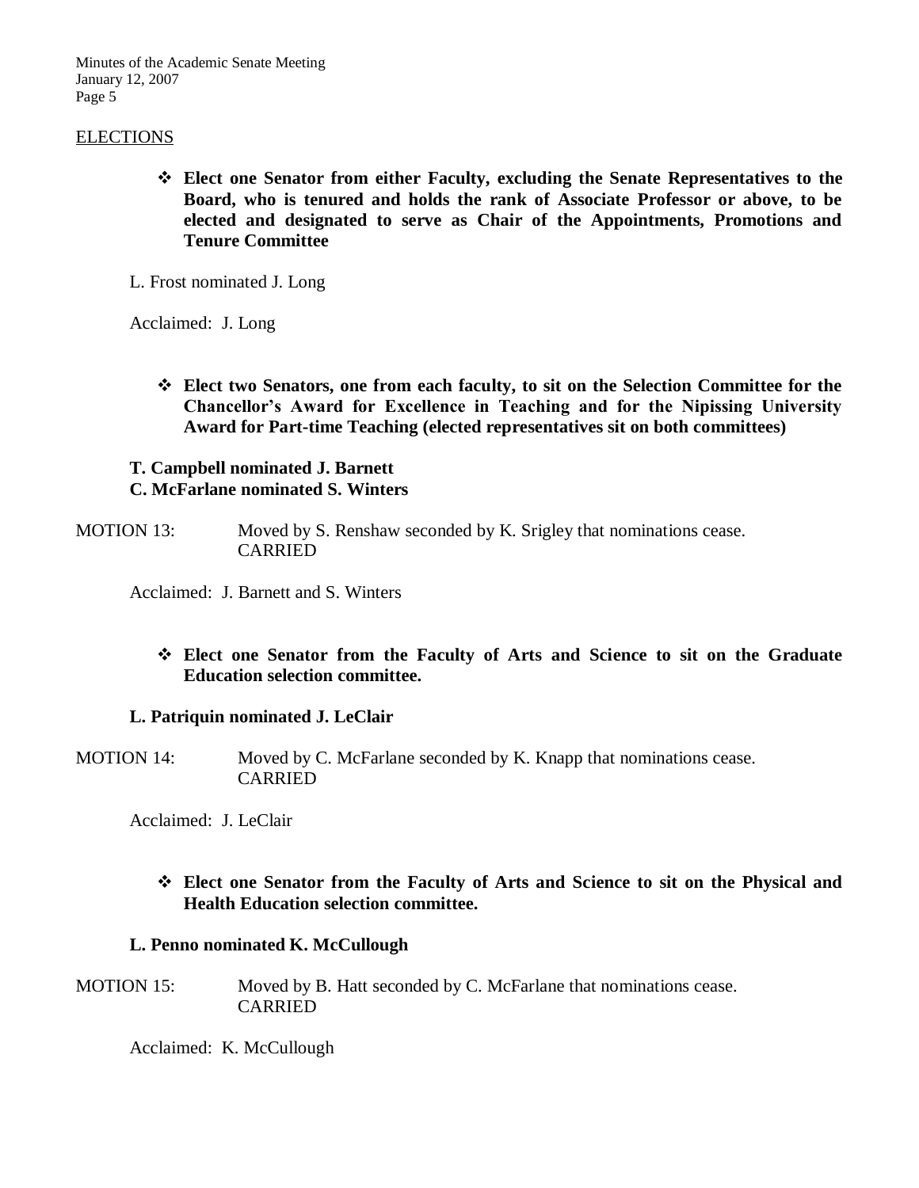## ELECTIONS

- **Elect one Senator from either Faculty, excluding the Senate Representatives to the Board, who is tenured and holds the rank of Associate Professor or above, to be elected and designated to serve as Chair of the Appointments, Promotions and Tenure Committee**

L. Frost nominated J. Long

Acclaimed: J. Long

- **Elect two Senators, one from each faculty, to sit on the Selection Committee for the Chancellor's Award for Excellence in Teaching and for the Nipissing University Award for Part-time Teaching (elected representatives sit on both committees)**

**T. Campbell nominated J. Barnett**
**C. McFarlane nominated S. Winters**

MOTION 13: Moved by S. Renshaw seconded by K. Srigley that nominations cease.
CARRIED

Acclaimed: J. Barnett and S. Winters

- **Elect one Senator from the Faculty of Arts and Science to sit on the Graduate Education selection committee.**

**L. Patriquin nominated J. LeClair**

MOTION 14: Moved by C. McFarlane seconded by K. Knapp that nominations cease.
CARRIED

Acclaimed: J. LeClair

- **Elect one Senator from the Faculty of Arts and Science to sit on the Physical and Health Education selection committee.**

**L. Penno nominated K. McCullough**

MOTION 15: Moved by B. Hatt seconded by C. McFarlane that nominations cease.
CARRIED

Acclaimed: K. McCullough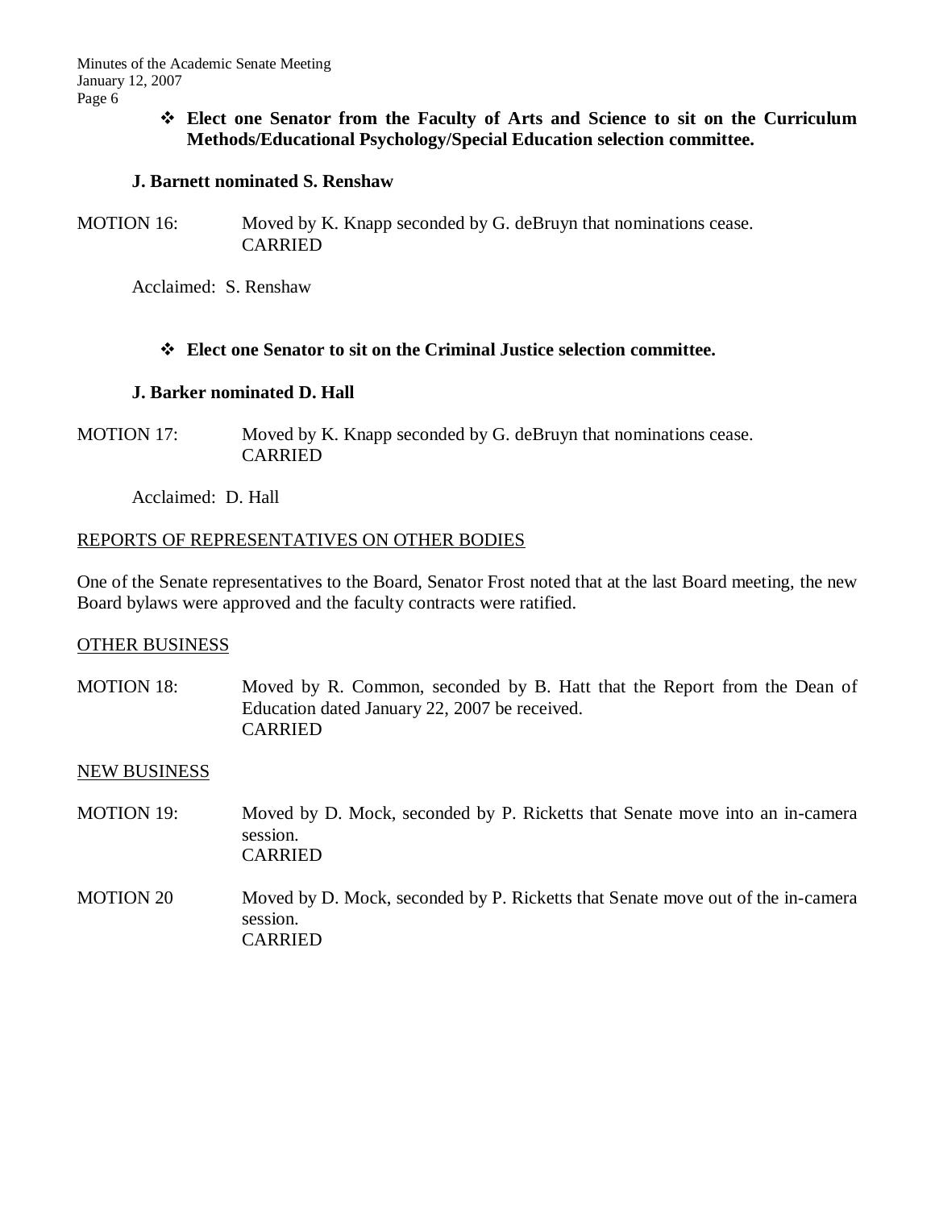- **Elect one Senator from the Faculty of Arts and Science to sit on the Curriculum Methods/Educational Psychology/Special Education selection committee.**

**J. Barnett nominated S. Renshaw**

MOTION 16: Moved by K. Knapp seconded by G. deBruyn that nominations cease.
CARRIED

Acclaimed: S. Renshaw

- **Elect one Senator to sit on the Criminal Justice selection committee.**

**J. Barker nominated D. Hall**

MOTION 17: Moved by K. Knapp seconded by G. deBruyn that nominations cease.
CARRIED

Acclaimed: D. Hall

REPORTS OF REPRESENTATIVES ON OTHER BODIES

One of the Senate representatives to the Board, Senator Frost noted that at the last Board meeting, the new Board bylaws were approved and the faculty contracts were ratified.

OTHER BUSINESS

MOTION 18: Moved by R. Common, seconded by B. Hatt that the Report from the Dean of Education dated January 22, 2007 be received.
CARRIED

NEW BUSINESS

MOTION 19: Moved by D. Mock, seconded by P. Ricketts that Senate move into an in-camera session.
CARRIED

MOTION 20 Moved by D. Mock, seconded by P. Ricketts that Senate move out of the in-camera session.
CARRIED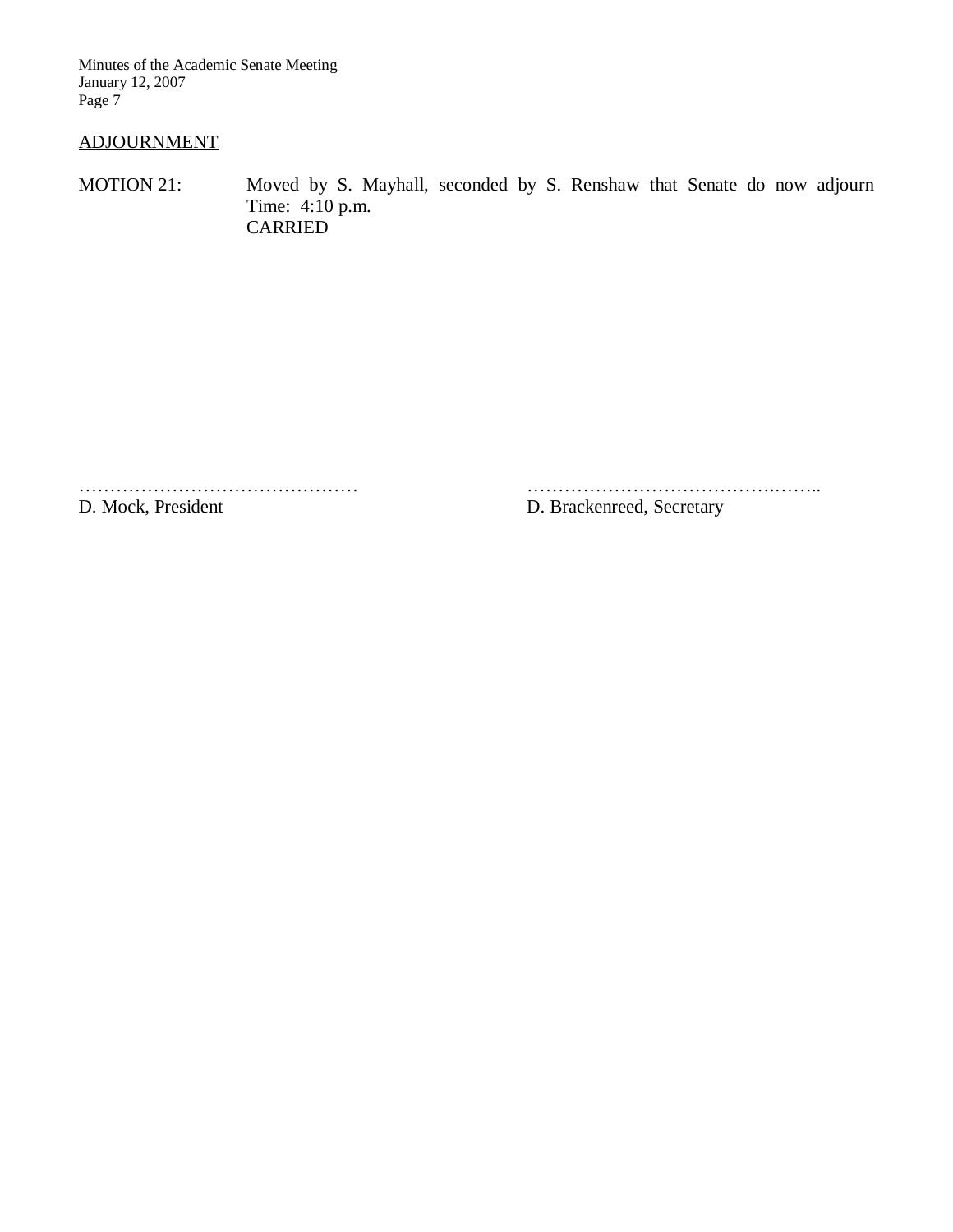ADJOURNMENT

MOTION 21: Moved by S. Mayhall, seconded by S. Renshaw that Senate do now adjourn
Time: 4:10 p.m.
CARRIED

……………………………………… ………………………………….……..
D. Mock, President D. Brackenreed, Secretary